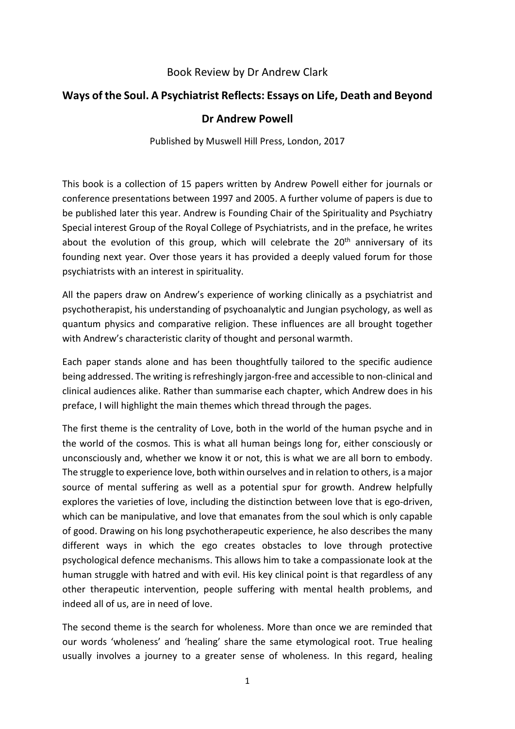Book Review by Dr Andrew Clark

# Ways of the Soul. A Psychiatrist Reflects: Essays on Life, Death and Beyond

## Dr Andrew Powell

Published by Muswell Hill Press, London, 2017

This book is a collection of 15 papers written by Andrew Powell either for journals or conference presentations between 1997 and 2005. A further volume of papers is due to be published later this year. Andrew is Founding Chair of the Spirituality and Psychiatry Special interest Group of the Royal College of Psychiatrists, and in the preface, he writes about the evolution of this group, which will celebrate the 20th anniversary of its founding next year. Over those years it has provided a deeply valued forum for those psychiatrists with an interest in spirituality.

All the papers draw on Andrew's experience of working clinically as a psychiatrist and psychotherapist, his understanding of psychoanalytic and Jungian psychology, as well as quantum physics and comparative religion. These influences are all brought together with Andrew's characteristic clarity of thought and personal warmth.

Each paper stands alone and has been thoughtfully tailored to the specific audience being addressed. The writing is refreshingly jargon-free and accessible to non-clinical and clinical audiences alike. Rather than summarise each chapter, which Andrew does in his preface, I will highlight the main themes which thread through the pages.

The first theme is the centrality of Love, both in the world of the human psyche and in the world of the cosmos. This is what all human beings long for, either consciously or unconsciously and, whether we know it or not, this is what we are all born to embody. The struggle to experience love, both within ourselves and in relation to others, is a major source of mental suffering as well as a potential spur for growth. Andrew helpfully explores the varieties of love, including the distinction between love that is ego-driven, which can be manipulative, and love that emanates from the soul which is only capable of good. Drawing on his long psychotherapeutic experience, he also describes the many different ways in which the ego creates obstacles to love through protective psychological defence mechanisms. This allows him to take a compassionate look at the human struggle with hatred and with evil. His key clinical point is that regardless of any other therapeutic intervention, people suffering with mental health problems, and indeed all of us, are in need of love.

The second theme is the search for wholeness. More than once we are reminded that our words 'wholeness' and 'healing' share the same etymological root. True healing usually involves a journey to a greater sense of wholeness. In this regard, healing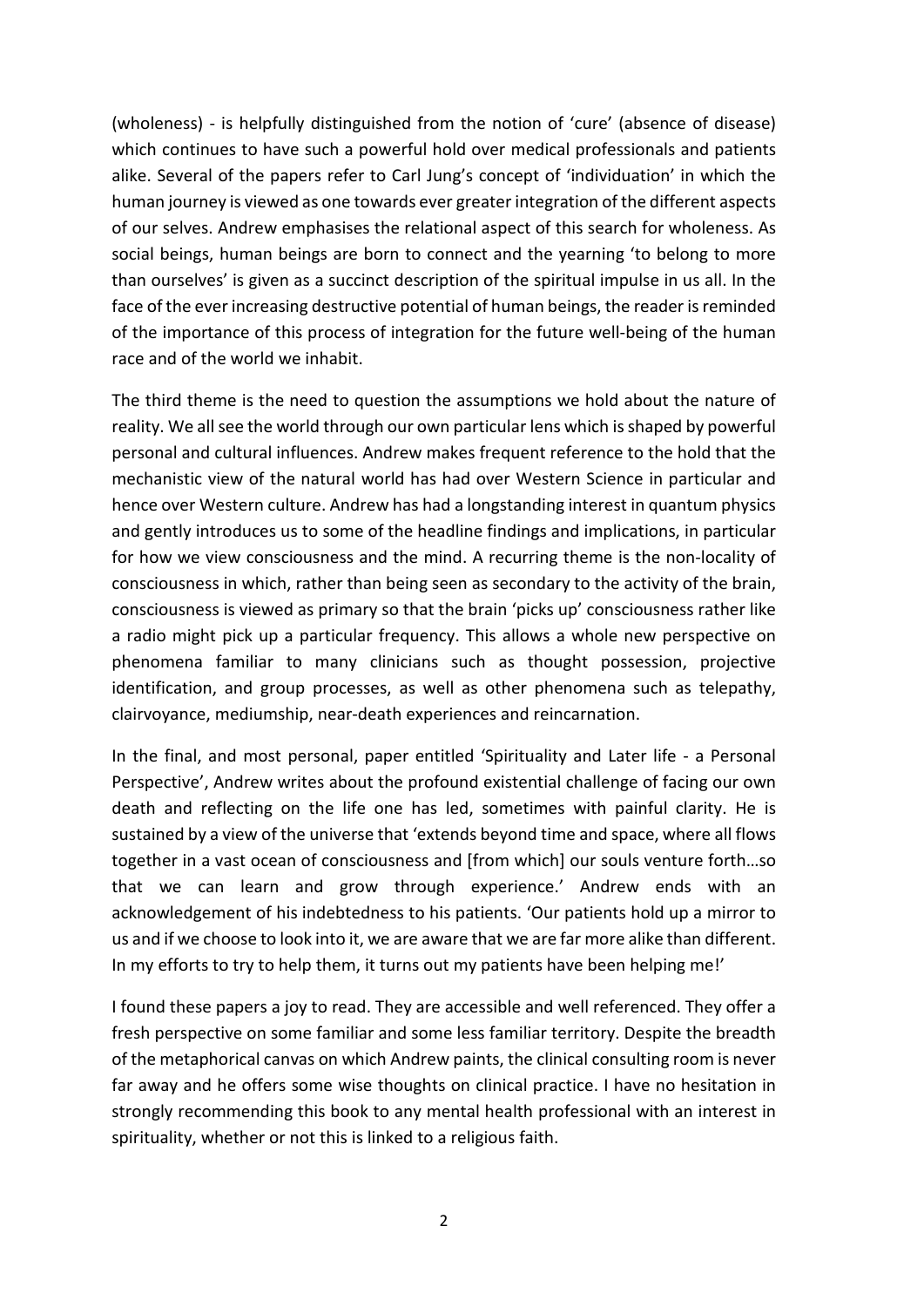(wholeness) - is helpfully distinguished from the notion of 'cure' (absence of disease) which continues to have such a powerful hold over medical professionals and patients alike. Several of the papers refer to Carl Jung's concept of 'individuation' in which the human journey is viewed as one towards ever greater integration of the different aspects of our selves. Andrew emphasises the relational aspect of this search for wholeness. As social beings, human beings are born to connect and the yearning 'to belong to more than ourselves' is given as a succinct description of the spiritual impulse in us all. In the face of the ever increasing destructive potential of human beings, the reader is reminded of the importance of this process of integration for the future well-being of the human race and of the world we inhabit.

The third theme is the need to question the assumptions we hold about the nature of reality. We all see the world through our own particular lens which is shaped by powerful personal and cultural influences. Andrew makes frequent reference to the hold that the mechanistic view of the natural world has had over Western Science in particular and hence over Western culture. Andrew has had a longstanding interest in quantum physics and gently introduces us to some of the headline findings and implications, in particular for how we view consciousness and the mind. A recurring theme is the non-locality of consciousness in which, rather than being seen as secondary to the activity of the brain, consciousness is viewed as primary so that the brain 'picks up' consciousness rather like a radio might pick up a particular frequency. This allows a whole new perspective on phenomena familiar to many clinicians such as thought possession, projective identification, and group processes, as well as other phenomena such as telepathy, clairvoyance, mediumship, near-death experiences and reincarnation.

In the final, and most personal, paper entitled 'Spirituality and Later life - a Personal Perspective', Andrew writes about the profound existential challenge of facing our own death and reflecting on the life one has led, sometimes with painful clarity. He is sustained by a view of the universe that 'extends beyond time and space, where all flows together in a vast ocean of consciousness and [from which] our souls venture forth…so that we can learn and grow through experience.' Andrew ends with an acknowledgement of his indebtedness to his patients. 'Our patients hold up a mirror to us and if we choose to look into it, we are aware that we are far more alike than different. In my efforts to try to help them, it turns out my patients have been helping me!'

I found these papers a joy to read. They are accessible and well referenced. They offer a fresh perspective on some familiar and some less familiar territory. Despite the breadth of the metaphorical canvas on which Andrew paints, the clinical consulting room is never far away and he offers some wise thoughts on clinical practice. I have no hesitation in strongly recommending this book to any mental health professional with an interest in spirituality, whether or not this is linked to a religious faith.